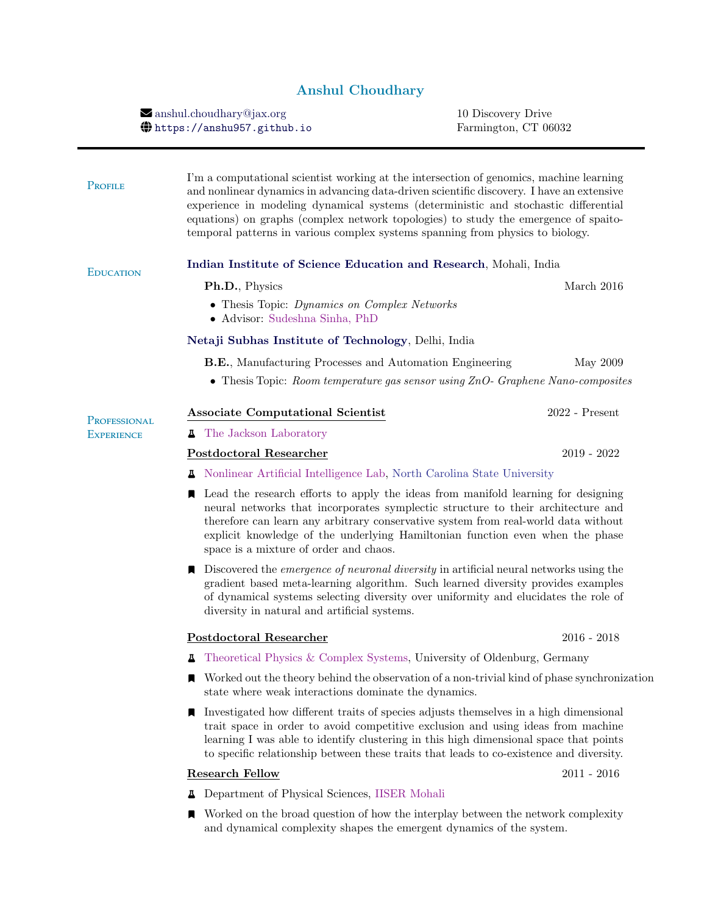# Anshul Choudhary

anshul.choudhary@jax.org
https://anshu957.github.io

10 Discovery Drive
Farmington, CT 06032

---

## Profile

I'm a computational scientist working at the intersection of genomics, machine learning and nonlinear dynamics in advancing data-driven scientific discovery. I have an extensive experience in modeling dynamical systems (deterministic and stochastic differential equations) on graphs (complex network topologies) to study the emergence of spaito-temporal patterns in various complex systems spanning from physics to biology.

## Education

**Indian Institute of Science Education and Research**, Mohali, India

**Ph.D.**, Physics — March 2016

- Thesis Topic: *Dynamics on Complex Networks*
- Advisor: Sudeshna Sinha, PhD

**Netaji Subhas Institute of Technology**, Delhi, India

**B.E.**, Manufacturing Processes and Automation Engineering — May 2009

- Thesis Topic: *Room temperature gas sensor using ZnO- Graphene Nano-composites*

## Professional Experience

**Associate Computational Scientist** — 2022 - Present

The Jackson Laboratory

**Postdoctoral Researcher** — 2019 - 2022

Nonlinear Artificial Intelligence Lab, North Carolina State University

- Lead the research efforts to apply the ideas from manifold learning for designing neural networks that incorporates symplectic structure to their architecture and therefore can learn any arbitrary conservative system from real-world data without explicit knowledge of the underlying Hamiltonian function even when the phase space is a mixture of order and chaos.
- Discovered the *emergence of neuronal diversity* in artificial neural networks using the gradient based meta-learning algorithm. Such learned diversity provides examples of dynamical systems selecting diversity over uniformity and elucidates the role of diversity in natural and artificial systems.

**Postdoctoral Researcher** — 2016 - 2018

Theoretical Physics & Complex Systems, University of Oldenburg, Germany

- Worked out the theory behind the observation of a non-trivial kind of phase synchronization state where weak interactions dominate the dynamics.
- Investigated how different traits of species adjusts themselves in a high dimensional trait space in order to avoid competitive exclusion and using ideas from machine learning I was able to identify clustering in this high dimensional space that points to specific relationship between these traits that leads to co-existence and diversity.

**Research Fellow** — 2011 - 2016

Department of Physical Sciences, IISER Mohali

- Worked on the broad question of how the interplay between the network complexity and dynamical complexity shapes the emergent dynamics of the system.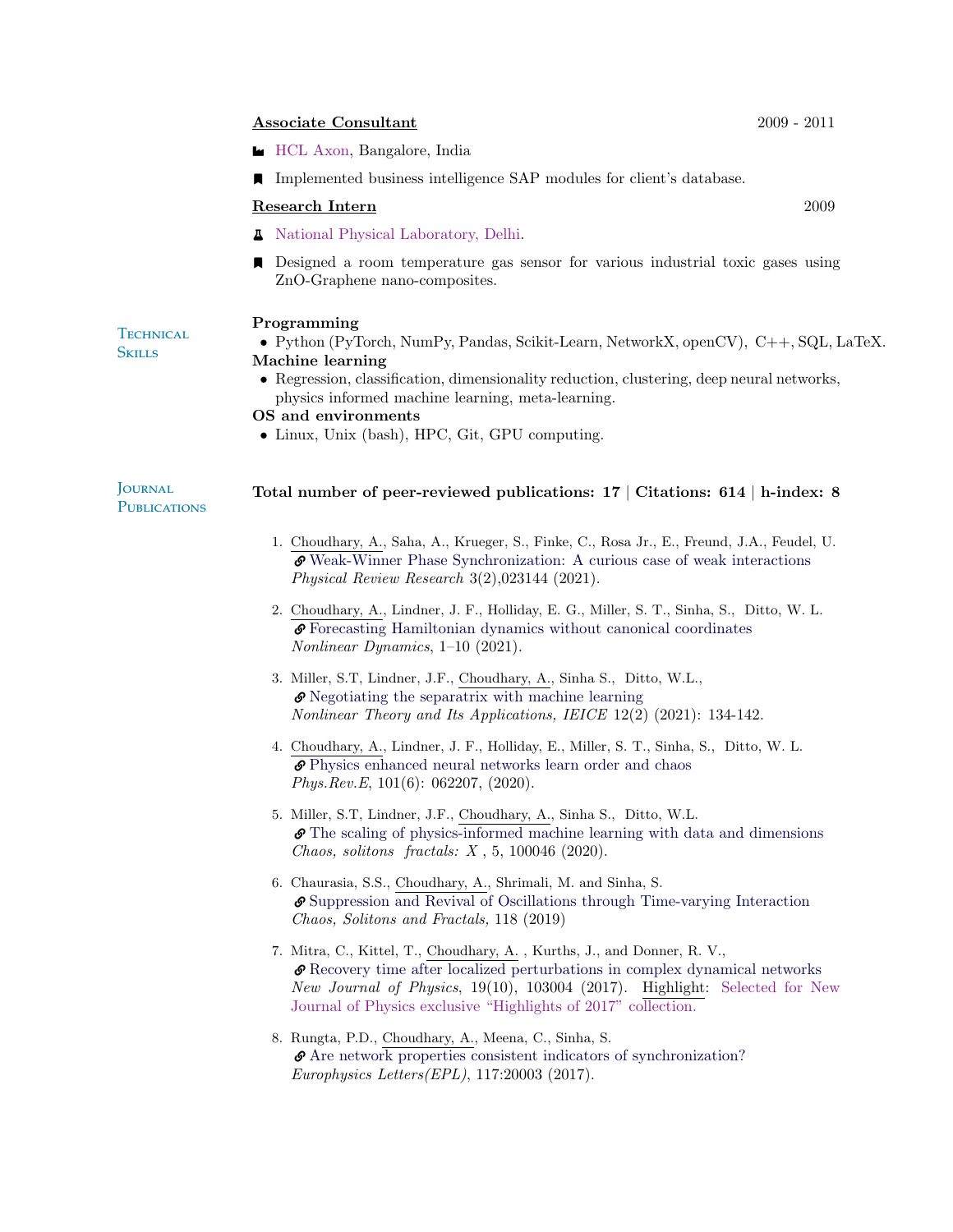**Associate Consultant** 2009 - 2011

- HCL Axon, Bangalore, India
- Implemented business intelligence SAP modules for client's database.

**Research Intern** 2009

- National Physical Laboratory, Delhi.
- Designed a room temperature gas sensor for various industrial toxic gases using ZnO-Graphene nano-composites.

## Technical Skills

**Programming**

- Python (PyTorch, NumPy, Pandas, Scikit-Learn, NetworkX, openCV), C++, SQL, LaTeX.

**Machine learning**

- Regression, classification, dimensionality reduction, clustering, deep neural networks, physics informed machine learning, meta-learning.

**OS and environments**

- Linux, Unix (bash), HPC, Git, GPU computing.

## Journal Publications

**Total number of peer-reviewed publications: 17 | Citations: 614 | h-index: 8**

1. Choudhary, A., Saha, A., Krueger, S., Finke, C., Rosa Jr., E., Freund, J.A., Feudel, U.
   Weak-Winner Phase Synchronization: A curious case of weak interactions
   *Physical Review Research* 3(2),023144 (2021).

2. Choudhary, A., Lindner, J. F., Holliday, E. G., Miller, S. T., Sinha, S., Ditto, W. L.
   Forecasting Hamiltonian dynamics without canonical coordinates
   *Nonlinear Dynamics*, 1–10 (2021).

3. Miller, S.T, Lindner, J.F., Choudhary, A., Sinha S., Ditto, W.L.,
   Negotiating the separatrix with machine learning
   *Nonlinear Theory and Its Applications, IEICE* 12(2) (2021): 134-142.

4. Choudhary, A., Lindner, J. F., Holliday, E., Miller, S. T., Sinha, S., Ditto, W. L.
   Physics enhanced neural networks learn order and chaos
   *Phys.Rev.E*, 101(6): 062207, (2020).

5. Miller, S.T, Lindner, J.F., Choudhary, A., Sinha S., Ditto, W.L.
   The scaling of physics-informed machine learning with data and dimensions
   *Chaos, solitons fractals: X* , 5, 100046 (2020).

6. Chaurasia, S.S., Choudhary, A., Shrimali, M. and Sinha, S.
   Suppression and Revival of Oscillations through Time-varying Interaction
   *Chaos, Solitons and Fractals,* 118 (2019)

7. Mitra, C., Kittel, T., Choudhary, A. , Kurths, J., and Donner, R. V.,
   Recovery time after localized perturbations in complex dynamical networks
   *New Journal of Physics*, 19(10), 103004 (2017). Highlight: Selected for New Journal of Physics exclusive "Highlights of 2017" collection.

8. Rungta, P.D., Choudhary, A., Meena, C., Sinha, S.
   Are network properties consistent indicators of synchronization?
   *Europhysics Letters(EPL)*, 117:20003 (2017).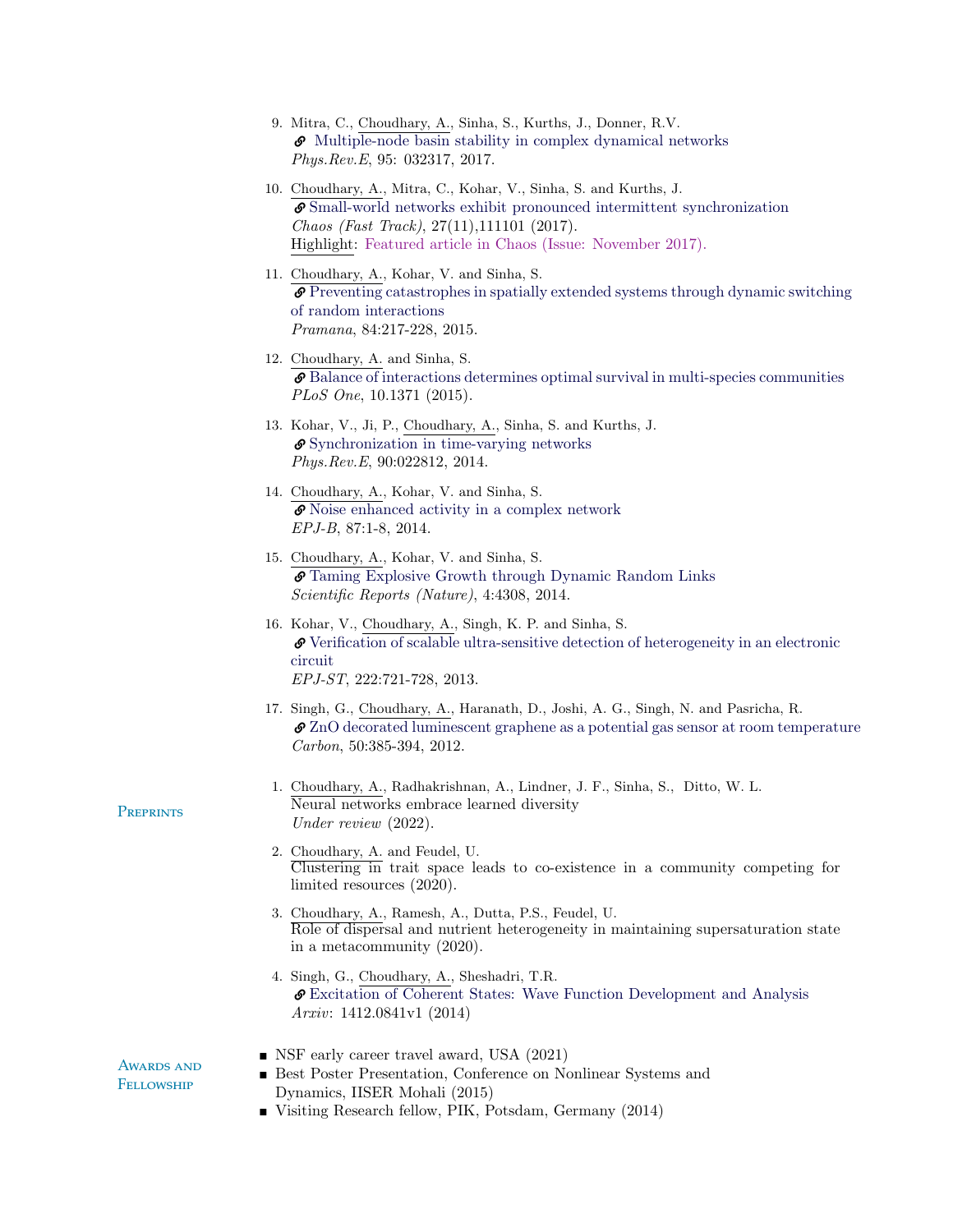9. Mitra, C., Choudhary, A., Sinha, S., Kurths, J., Donner, R.V.
   Multiple-node basin stability in complex dynamical networks
   *Phys.Rev.E*, 95: 032317, 2017.

10. Choudhary, A., Mitra, C., Kohar, V., Sinha, S. and Kurths, J.
    Small-world networks exhibit pronounced intermittent synchronization
    *Chaos (Fast Track)*, 27(11),111101 (2017).
    Highlight: Featured article in Chaos (Issue: November 2017).

11. Choudhary, A., Kohar, V. and Sinha, S.
    Preventing catastrophes in spatially extended systems through dynamic switching of random interactions
    *Pramana*, 84:217-228, 2015.

12. Choudhary, A. and Sinha, S.
    Balance of interactions determines optimal survival in multi-species communities
    *PLoS One*, 10.1371 (2015).

13. Kohar, V., Ji, P., Choudhary, A., Sinha, S. and Kurths, J.
    Synchronization in time-varying networks
    *Phys.Rev.E*, 90:022812, 2014.

14. Choudhary, A., Kohar, V. and Sinha, S.
    Noise enhanced activity in a complex network
    *EPJ-B*, 87:1-8, 2014.

15. Choudhary, A., Kohar, V. and Sinha, S.
    Taming Explosive Growth through Dynamic Random Links
    *Scientific Reports (Nature)*, 4:4308, 2014.

16. Kohar, V., Choudhary, A., Singh, K. P. and Sinha, S.
    Verification of scalable ultra-sensitive detection of heterogeneity in an electronic circuit
    *EPJ-ST*, 222:721-728, 2013.

17. Singh, G., Choudhary, A., Haranath, D., Joshi, A. G., Singh, N. and Pasricha, R.
    ZnO decorated luminescent graphene as a potential gas sensor at room temperature
    *Carbon*, 50:385-394, 2012.

## Preprints

1. Choudhary, A., Radhakrishnan, A., Lindner, J. F., Sinha, S., Ditto, W. L.
   Neural networks embrace learned diversity
   *Under review* (2022).

2. Choudhary, A. and Feudel, U.
   Clustering in trait space leads to co-existence in a community competing for limited resources (2020).

3. Choudhary, A., Ramesh, A., Dutta, P.S., Feudel, U.
   Role of dispersal and nutrient heterogeneity in maintaining supersaturation state in a metacommunity (2020).

4. Singh, G., Choudhary, A., Sheshadri, T.R.
   Excitation of Coherent States: Wave Function Development and Analysis
   *Arxiv*: 1412.0841v1 (2014)

## Awards and Fellowship

- NSF early career travel award, USA (2021)
- Best Poster Presentation, Conference on Nonlinear Systems and Dynamics, IISER Mohali (2015)
- Visiting Research fellow, PIK, Potsdam, Germany (2014)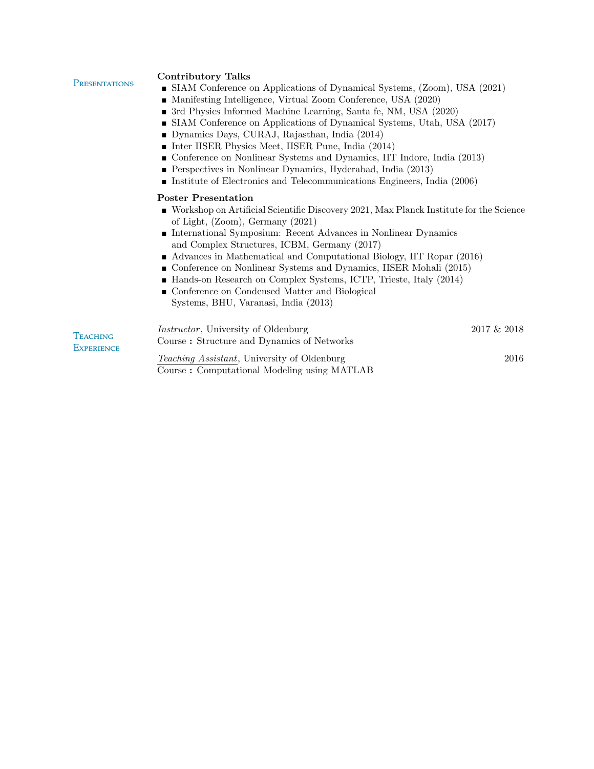## Presentations

**Contributory Talks**

- SIAM Conference on Applications of Dynamical Systems, (Zoom), USA (2021)
- Manifesting Intelligence, Virtual Zoom Conference, USA (2020)
- 3rd Physics Informed Machine Learning, Santa fe, NM, USA (2020)
- SIAM Conference on Applications of Dynamical Systems, Utah, USA (2017)
- Dynamics Days, CURAJ, Rajasthan, India (2014)
- Inter IISER Physics Meet, IISER Pune, India (2014)
- Conference on Nonlinear Systems and Dynamics, IIT Indore, India (2013)
- Perspectives in Nonlinear Dynamics, Hyderabad, India (2013)
- Institute of Electronics and Telecommunications Engineers, India (2006)

**Poster Presentation**

- Workshop on Artificial Scientific Discovery 2021, Max Planck Institute for the Science of Light, (Zoom), Germany (2021)
- International Symposium: Recent Advances in Nonlinear Dynamics and Complex Structures, ICBM, Germany (2017)
- Advances in Mathematical and Computational Biology, IIT Ropar (2016)
- Conference on Nonlinear Systems and Dynamics, IISER Mohali (2015)
- Hands-on Research on Complex Systems, ICTP, Trieste, Italy (2014)
- Conference on Condensed Matter and Biological Systems, BHU, Varanasi, India (2013)

## Teaching Experience

*Instructor*, University of Oldenburg — 2017 & 2018
Course **:** Structure and Dynamics of Networks

*Teaching Assistant*, University of Oldenburg — 2016
Course **:** Computational Modeling using MATLAB